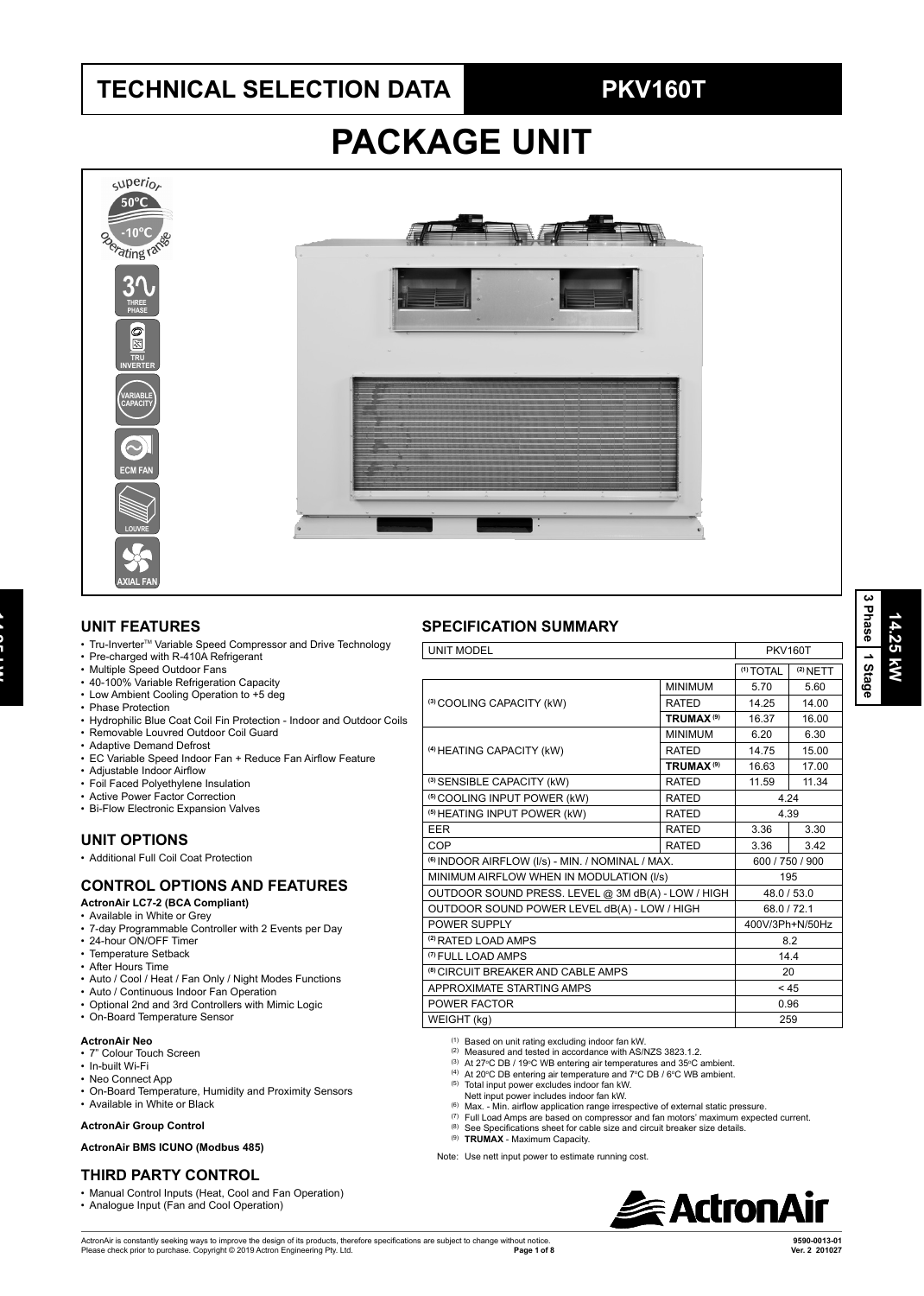# TECHNICAL SELECTION DATA

## PKV160T

# PACKAGE UNIT

## UNIT FEATURES

- Tru-Inverter™ Variable Speed Compressor and Drive Technology
- Pre-charged with R-410A Refrigerant
- Multiple Speed Outdoor Fans
- 40-100% Variable Refrigeration Capacity
- Low Ambient Cooling Operation to +5 deg
- Phase Protection
- Hydrophilic Blue Coat Coil Fin Protection - Indoor and Outdoor Coils
- Removable Louvred Outdoor Coil Guard
- Adaptive Demand Defrost
- EC Variable Speed Indoor Fan + Reduce Fan Airflow Feature
- Adjustable Indoor Airflow
- Foil Faced Polyethylene Insulation
- Active Power Factor Correction
- Bi-Flow Electronic Expansion Valves

## UNIT OPTIONS

- Additional Full Coil Coat Protection

## CONTROL OPTIONS AND FEATURES

**ActronAir LC7-2 (BCA Compliant)**

- Available in White or Grey
- 7-day Programmable Controller with 2 Events per Day
- 24-hour ON/OFF Timer
- Temperature Setback
- After Hours Time
- Auto / Cool / Heat / Fan Only / Night Modes Functions
- Auto / Continuous Indoor Fan Operation
- Optional 2nd and 3rd Controllers with Mimic Logic
- On-Board Temperature Sensor

**ActronAir Neo**

- 7" Colour Touch Screen
- In-built Wi-Fi
- Neo Connect App
- On-Board Temperature, Humidity and Proximity Sensors
- Available in White or Black

**ActronAir Group Control**

**ActronAir BMS ICUNO (Modbus 485)**

## THIRD PARTY CONTROL

- Manual Control Inputs (Heat, Cool and Fan Operation)
- Analogue Input (Fan and Cool Operation)

## SPECIFICATION SUMMARY

| UNIT MODEL | | PKV160T | |
|---|---|---|---|
| | | (1) TOTAL | (2) NETT |
| (3) COOLING CAPACITY (kW) | MINIMUM | 5.70 | 5.60 |
| | RATED | 14.25 | 14.00 |
| | **TRUMAX (9)** | 16.37 | 16.00 |
| (4) HEATING CAPACITY (kW) | MINIMUM | 6.20 | 6.30 |
| | RATED | 14.75 | 15.00 |
| | **TRUMAX (9)** | 16.63 | 17.00 |
| (3) SENSIBLE CAPACITY (kW) | RATED | 11.59 | 11.34 |
| (5) COOLING INPUT POWER (kW) | RATED | 4.24 | |
| (5) HEATING INPUT POWER (kW) | RATED | 4.39 | |
| EER | RATED | 3.36 | 3.30 |
| COP | RATED | 3.36 | 3.42 |
| (6) INDOOR AIRFLOW (l/s) - MIN. / NOMINAL / MAX. | | 600 / 750 / 900 | |
| MINIMUM AIRFLOW WHEN IN MODULATION (l/s) | | 195 | |
| OUTDOOR SOUND PRESS. LEVEL @ 3M dB(A) - LOW / HIGH | | 48.0 / 53.0 | |
| OUTDOOR SOUND POWER LEVEL dB(A) - LOW / HIGH | | 68.0 / 72.1 | |
| POWER SUPPLY | | 400V/3Ph+N/50Hz | |
| (2) RATED LOAD AMPS | | 8.2 | |
| (7) FULL LOAD AMPS | | 14.4 | |
| (8) CIRCUIT BREAKER AND CABLE AMPS | | 20 | |
| APPROXIMATE STARTING AMPS | | < 45 | |
| POWER FACTOR | | 0.96 | |
| WEIGHT (kg) | | 259 | |

(1) Based on unit rating excluding indoor fan kW.
(2) Measured and tested in accordance with AS/NZS 3823.1.2.
(3) At 27°C DB / 19°C WB entering air temperatures and 35°C ambient.
(4) At 20°C DB entering air temperature and 7°C DB / 6°C WB ambient.
(5) Total input power excludes indoor fan kW.
Nett input power includes indoor fan kW.
(6) Max. - Min. airflow application range irrespective of external static pressure.
(7) Full Load Amps are based on compressor and fan motors' maximum expected current.
(8) See Specifications sheet for cable size and circuit breaker size details.
(9) **TRUMAX** - Maximum Capacity.

Note: Use nett input power to estimate running cost.

ActronAir is constantly seeking ways to improve the design of its products, therefore specifications are subject to change without notice. Please check prior to purchase. Copyright © 2019 Actron Engineering Pty. Ltd.

9590-0013-01
Ver. 2 201027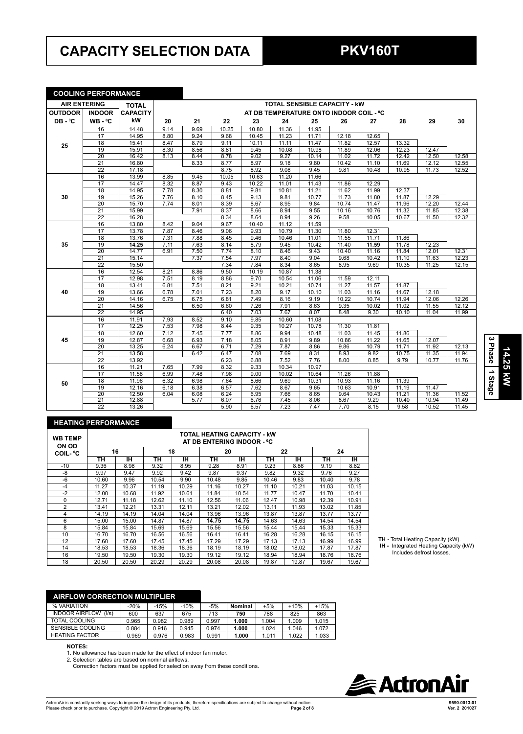# CAPACITY SELECTION DATA

# PKV160T

## COOLING PERFORMANCE

| AIR ENTERING | | TOTAL CAPACITY | TOTAL SENSIBLE CAPACITY - kW AT DB TEMPERATURE ONTO INDOOR COIL - ºC | | | | | | | | | | |
|---|---|---|---|---|---|---|---|---|---|---|---|---|---|
| OUTDOOR DB - ºC | INDOOR WB - ºC | kW | 20 | 21 | 22 | 23 | 24 | 25 | 26 | 27 | 28 | 29 | 30 |
| 25 | 16 | 14.48 | 9.14 | 9.69 | 10.25 | 10.80 | 11.36 | 11.95 | | | | | |
| | 17 | 14.95 | 8.80 | 9.24 | 9.68 | 10.45 | 11.23 | 11.71 | 12.18 | 12.65 | | | |
| | 18 | 15.41 | 8.47 | 8.79 | 9.11 | 10.11 | 11.11 | 11.47 | 11.82 | 12.57 | 13.32 | | |
| | 19 | 15.91 | 8.30 | 8.56 | 8.81 | 9.45 | 10.08 | 10.98 | 11.89 | 12.06 | 12.23 | 12.47 | |
| | 20 | 16.42 | 8.13 | 8.44 | 8.78 | 9.02 | 9.27 | 10.14 | 11.02 | 11.72 | 12.42 | 12.50 | 12.58 |
| | 21 | 16.80 | | 8.33 | 8.77 | 8.97 | 9.18 | 9.80 | 10.42 | 11.10 | 11.69 | 12.12 | 12.55 |
| | 22 | 17.18 | | | 8.75 | 8.92 | 9.08 | 9.45 | 9.81 | 10.48 | 10.95 | 11.73 | 12.52 |
| 30 | 16 | 13.99 | 8.85 | 9.45 | 10.05 | 10.63 | 11.20 | 11.66 | | | | | |
| | 17 | 14.47 | 8.32 | 8.87 | 9.43 | 10.22 | 11.01 | 11.43 | 11.86 | 12.29 | | | |
| | 18 | 14.95 | 7.78 | 8.30 | 8.81 | 9.81 | 10.81 | 11.21 | 11.62 | 11.99 | 12.37 | | |
| | 19 | 15.26 | 7.76 | 8.10 | 8.45 | 9.13 | 9.81 | 10.77 | 11.73 | 11.80 | 11.87 | 12.29 | |
| | 20 | 15.70 | 7.74 | 8.01 | 8.39 | 8.67 | 8.95 | 9.84 | 10.74 | 11.47 | 11.96 | 12.20 | 12.44 |
| | 21 | 15.99 | | 7.91 | 8.37 | 8.66 | 8.94 | 9.55 | 10.16 | 10.76 | 11.32 | 11.85 | 12.38 |
| | 22 | 16.28 | | | 8.34 | 8.64 | 8.94 | 9.26 | 9.58 | 10.05 | 10.67 | 11.50 | 12.32 |
| 35 | 16 | 13.80 | 8.42 | 9.04 | 9.67 | 10.40 | 11.12 | 11.59 | | | | | |
| | 17 | 13.78 | 7.87 | 8.46 | 9.06 | 9.93 | 10.79 | 11.30 | 11.80 | 12.31 | | | |
| | 18 | 13.76 | 7.31 | 7.88 | 8.45 | 9.46 | 10.46 | 11.01 | 11.55 | 11.71 | 11.86 | | |
| | 19 | **14.25** | 7.11 | 7.63 | 8.14 | 8.79 | 9.45 | 10.42 | 11.40 | **11.59** | 11.78 | 12.23 | |
| | 20 | 14.77 | 6.91 | 7.50 | 7.74 | 8.10 | 8.46 | 9.43 | 10.40 | 11.16 | 11.84 | 12.01 | 12.31 |
| | 21 | 15.14 | | 7.37 | 7.54 | 7.97 | 8.40 | 9.04 | 9.68 | 10.42 | 11.10 | 11.63 | 12.23 |
| | 22 | 15.50 | | | 7.34 | 7.84 | 8.34 | 8.65 | 8.95 | 9.69 | 10.35 | 11.25 | 12.15 |
| 40 | 16 | 12.54 | 8.21 | 8.86 | 9.50 | 10.19 | 10.87 | 11.38 | | | | | |
| | 17 | 12.98 | 7.51 | 8.19 | 8.86 | 9.70 | 10.54 | 11.06 | 11.59 | 12.11 | | | |
| | 18 | 13.41 | 6.81 | 7.51 | 8.21 | 9.21 | 10.21 | 10.74 | 11.27 | 11.57 | 11.87 | | |
| | 19 | 13.66 | 6.78 | 7.01 | 7.23 | 8.20 | 9.17 | 10.10 | 11.03 | 11.16 | 11.67 | 12.18 | |
| | 20 | 14.16 | 6.75 | 6.75 | 6.81 | 7.49 | 8.16 | 9.19 | 10.22 | 10.74 | 11.94 | 12.06 | 12.26 |
| | 21 | 14.56 | | 6.50 | 6.60 | 7.26 | 7.91 | 8.63 | 9.35 | 10.02 | 11.02 | 11.55 | 12.12 |
| | 22 | 14.95 | | | 6.40 | 7.03 | 7.67 | 8.07 | 8.48 | 9.30 | 10.10 | 11.04 | 11.99 |
| 45 | 16 | 11.91 | 7.93 | 8.52 | 9.10 | 9.85 | 10.60 | 11.08 | | | | | |
| | 17 | 12.25 | 7.53 | 7.98 | 8.44 | 9.35 | 10.27 | 10.78 | 11.30 | 11.81 | | | |
| | 18 | 12.60 | 7.12 | 7.45 | 7.77 | 8.86 | 9.94 | 10.48 | 11.03 | 11.45 | 11.86 | | |
| | 19 | 12.87 | 6.68 | 6.93 | 7.18 | 8.05 | 8.91 | 9.89 | 10.86 | 11.22 | 11.65 | 12.07 | |
| | 20 | 13.25 | 6.24 | 6.67 | 6.71 | 7.29 | 7.87 | 8.86 | 9.86 | 10.79 | 11.71 | 11.92 | 12.13 |
| | 21 | 13.58 | | 6.42 | 6.47 | 7.08 | 7.69 | 8.31 | 8.93 | 9.82 | 10.75 | 11.35 | 11.94 |
| | 22 | 13.92 | | | 6.23 | 6.88 | 7.52 | 7.76 | 8.00 | 8.85 | 9.79 | 10.77 | 11.76 |
| 50 | 16 | 11.21 | 7.65 | 7.99 | 8.32 | 9.33 | 10.34 | 10.97 | | | | | |
| | 17 | 11.58 | 6.99 | 7.48 | 7.98 | 9.00 | 10.02 | 10.64 | 11.26 | 11.88 | | | |
| | 18 | 11.96 | 6.32 | 6.98 | 7.64 | 8.66 | 9.69 | 10.31 | 10.93 | 11.16 | 11.39 | | |
| | 19 | 12.16 | 6.18 | 6.38 | 6.57 | 7.62 | 8.67 | 9.65 | 10.63 | 10.91 | 11.19 | 11.47 | |
| | 20 | 12.50 | 6.04 | 6.08 | 6.24 | 6.95 | 7.66 | 8.65 | 9.64 | 10.43 | 11.21 | 11.36 | 11.52 |
| | 21 | 12.88 | | 5.77 | 6.07 | 6.76 | 7.45 | 8.06 | 8.67 | 9.29 | 10.40 | 10.94 | 11.49 |
| | 22 | 13.26 | | | 5.90 | 6.57 | 7.23 | 7.47 | 7.70 | 8.15 | 9.58 | 10.52 | 11.45 |

3 Phase | 1 Stage | 14.25 kW

## HEATING PERFORMANCE

| WB TEMP ON OD COIL- ºC | TOTAL HEATING CAPACITY - kW AT DB ENTERING INDOOR - ºC | | | | | | | | | |
|---|---|---|---|---|---|---|---|---|---|---|
| | 16 | | 18 | | 20 | | 22 | | 24 | |
| | TH | IH | TH | IH | TH | IH | TH | IH | TH | IH |
| -10 | 9.36 | 8.98 | 9.32 | 8.95 | 9.28 | 8.91 | 9.23 | 8.86 | 9.19 | 8.82 |
| -8 | 9.97 | 9.47 | 9.92 | 9.42 | 9.87 | 9.37 | 9.82 | 9.32 | 9.76 | 9.27 |
| -6 | 10.60 | 9.96 | 10.54 | 9.90 | 10.48 | 9.85 | 10.46 | 9.83 | 10.40 | 9.78 |
| -4 | 11.27 | 10.37 | 11.19 | 10.29 | 11.16 | 10.27 | 11.10 | 10.21 | 11.03 | 10.15 |
| -2 | 12.00 | 10.68 | 11.92 | 10.61 | 11.84 | 10.54 | 11.77 | 10.47 | 11.70 | 10.41 |
| 0 | 12.71 | 11.18 | 12.62 | 11.10 | 12.56 | 11.06 | 12.47 | 10.98 | 12.39 | 10.91 |
| 2 | 13.41 | 12.21 | 13.31 | 12.11 | 13.21 | 12.02 | 13.11 | 11.93 | 13.02 | 11.85 |
| 4 | 14.19 | 14.19 | 14.04 | 14.04 | 13.96 | 13.96 | 13.87 | 13.87 | 13.77 | 13.77 |
| 6 | 15.00 | 15.00 | 14.87 | 14.87 | **14.75** | **14.75** | 14.63 | 14.63 | 14.54 | 14.54 |
| 8 | 15.84 | 15.84 | 15.69 | 15.69 | 15.56 | 15.56 | 15.44 | 15.44 | 15.33 | 15.33 |
| 10 | 16.70 | 16.70 | 16.56 | 16.56 | 16.41 | 16.41 | 16.28 | 16.28 | 16.15 | 16.15 |
| 12 | 17.60 | 17.60 | 17.45 | 17.45 | 17.29 | 17.29 | 17.13 | 17.13 | 16.99 | 16.99 |
| 14 | 18.53 | 18.53 | 18.36 | 18.36 | 18.19 | 18.19 | 18.02 | 18.02 | 17.87 | 17.87 |
| 16 | 19.50 | 19.50 | 19.30 | 19.30 | 19.12 | 19.12 | 18.94 | 18.94 | 18.76 | 18.76 |
| 18 | 20.50 | 20.50 | 20.29 | 20.29 | 20.08 | 20.08 | 19.87 | 19.87 | 19.67 | 19.67 |

**TH -** Total Heating Capacity (kW).
**IH -** Integrated Heating Capacity (kW) Includes defrost losses.

## AIRFLOW CORRECTION MULTIPLIER

| % VARIATION | -20% | -15% | -10% | -5% | Nominal | +5% | +10% | +15% |
|---|---|---|---|---|---|---|---|---|
| INDOOR AIRFLOW (l/s) | 600 | 637 | 675 | 713 | 750 | 788 | 825 | 863 |
| TOTAL COOLING | 0.965 | 0.982 | 0.989 | 0.997 | 1.000 | 1.004 | 1.009 | 1.015 |
| SENSIBLE COOLING | 0.884 | 0.916 | 0.945 | 0.974 | 1.000 | 1.024 | 1.046 | 1.072 |
| HEATING FACTOR | 0.969 | 0.976 | 0.983 | 0.991 | 1.000 | 1.011 | 1.022 | 1.033 |

**NOTES:**

1. No allowance has been made for the effect of indoor fan motor.
2. Selection tables are based on nominal airflows.
   Correction factors must be applied for selection away from these conditions.

ActronAir

ActronAir is constantly seeking ways to improve the design of its products, therefore specifications are subject to change without notice.
Please check prior to purchase. Copyright © 2019 Actron Engineering Pty. Ltd.

9590-0013-01
Ver. 2 201027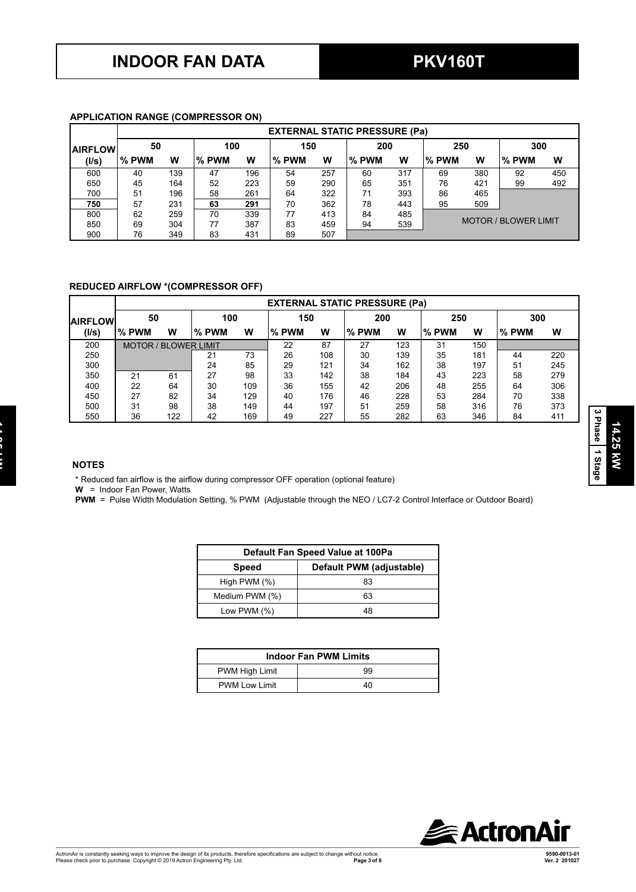# INDOOR FAN DATA

# PKV160T

### APPLICATION RANGE (COMPRESSOR ON)

| AIRFLOW (l/s) | EXTERNAL STATIC PRESSURE (Pa) | | | | | | | | | | | |
|---|---|---|---|---|---|---|---|---|---|---|---|---|
| | 50 | | 100 | | 150 | | 200 | | 250 | | 300 | |
| | % PWM | W | % PWM | W | % PWM | W | % PWM | W | % PWM | W | % PWM | W |
| 600 | 40 | 139 | 47 | 196 | 54 | 257 | 60 | 317 | 69 | 380 | 92 | 450 |
| 650 | 45 | 164 | 52 | 223 | 59 | 290 | 65 | 351 | 76 | 421 | 99 | 492 |
| 700 | 51 | 196 | 58 | 261 | 64 | 322 | 71 | 393 | 86 | 465 | | |
| **750** | 57 | 231 | **63** | **291** | 70 | 362 | 78 | 443 | 95 | 509 | | |
| 800 | 62 | 259 | 70 | 339 | 77 | 413 | 84 | 485 | MOTOR / BLOWER LIMIT | | | |
| 850 | 69 | 304 | 77 | 387 | 83 | 459 | 94 | 539 | | | | |
| 900 | 76 | 349 | 83 | 431 | 89 | 507 | | | | | | |

### REDUCED AIRFLOW *(COMPRESSOR OFF)

| AIRFLOW (l/s) | EXTERNAL STATIC PRESSURE (Pa) | | | | | | | | | | | |
|---|---|---|---|---|---|---|---|---|---|---|---|---|
| | 50 | | 100 | | 150 | | 200 | | 250 | | 300 | |
| | % PWM | W | % PWM | W | % PWM | W | % PWM | W | % PWM | W | % PWM | W |
| 200 | MOTOR / BLOWER LIMIT | | | | 22 | 87 | 27 | 123 | 31 | 150 | | |
| 250 | | | 21 | 73 | 26 | 108 | 30 | 139 | 35 | 181 | 44 | 220 |
| 300 | | | 24 | 85 | 29 | 121 | 34 | 162 | 38 | 197 | 51 | 245 |
| 350 | 21 | 61 | 27 | 98 | 33 | 142 | 38 | 184 | 43 | 223 | 58 | 279 |
| 400 | 22 | 64 | 30 | 109 | 36 | 155 | 42 | 206 | 48 | 255 | 64 | 306 |
| 450 | 27 | 82 | 34 | 129 | 40 | 176 | 46 | 228 | 53 | 284 | 70 | 338 |
| 500 | 31 | 98 | 38 | 149 | 44 | 197 | 51 | 259 | 58 | 316 | 76 | 373 |
| 550 | 36 | 122 | 42 | 169 | 49 | 227 | 55 | 282 | 63 | 346 | 84 | 411 |

### NOTES

* Reduced fan airflow is the airflow during compressor OFF operation (optional feature)

**W** = Indoor Fan Power, Watts

**PWM** = Pulse Width Modulation Setting, % PWM (Adjustable through the NEO / LC7-2 Control Interface or Outdoor Board)

| Default Fan Speed Value at 100Pa | |
|---|---|
| **Speed** | **Default PWM (adjustable)** |
| High PWM (%) | 83 |
| Medium PWM (%) | 63 |
| Low PWM (%) | 48 |

| Indoor Fan PWM Limits | |
|---|---|
| PWM High Limit | 99 |
| PWM Low Limit | 40 |

14.25 kW | 3 Phase | 1 Stage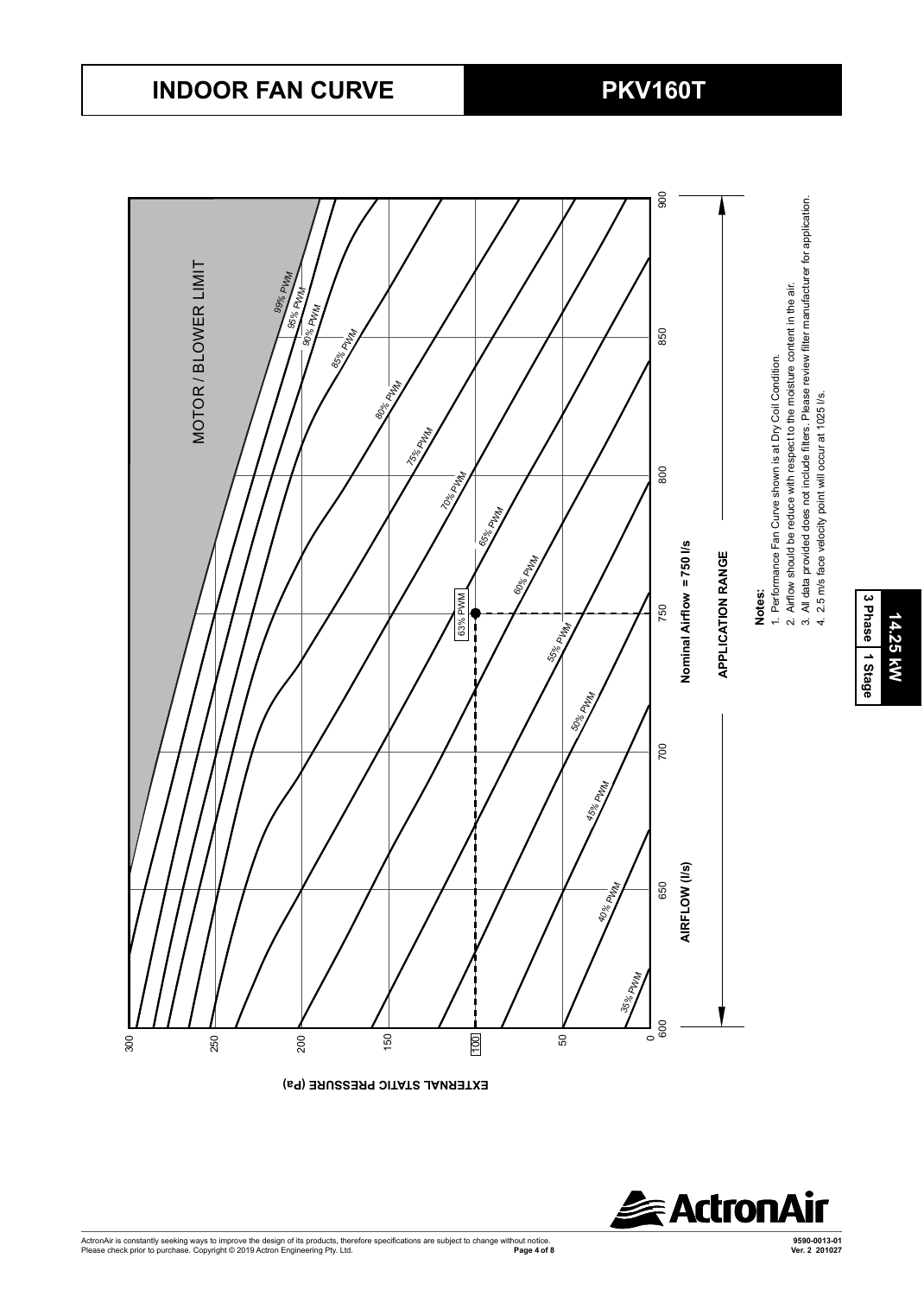# INDOOR FAN CURVE

## PKV160T

MOTOR / BLOWER LIMIT

99% PWM
95% PWM
90% PWM
85% PWM
80% PWM
75% PWM
70% PWM
65% PWM
63% PWM
60% PWM
55% PWM
50% PWM
45% PWM
40% PWM
35% PWM

EXTERNAL STATIC PRESSURE (Pa): 0, 50, 100, 150, 200, 250, 300

AIRFLOW (l/s): 600, 650, 700, 750, 800, 850, 900

**Nominal Airflow = 750 l/s**

**APPLICATION RANGE**

**Notes:**

1. Performance Fan Curve shown is at Dry Coil Condition.
2. Airflow should be reduce with respect to the moisture content in the air.
3. All data provided does not include filters. Please review filter manufacturer for application.
4. 2.5 m/s face velocity point will occur at 1025 l/s.

**14.25 kW**

| 3 Phase | 1 Stage |
|---|---|

ActronAir is constantly seeking ways to improve the design of its products, therefore specifications are subject to change without notice. Please check prior to purchase. Copyright © 2019 Actron Engineering Pty. Ltd.

9590-0013-01
Ver. 2 201027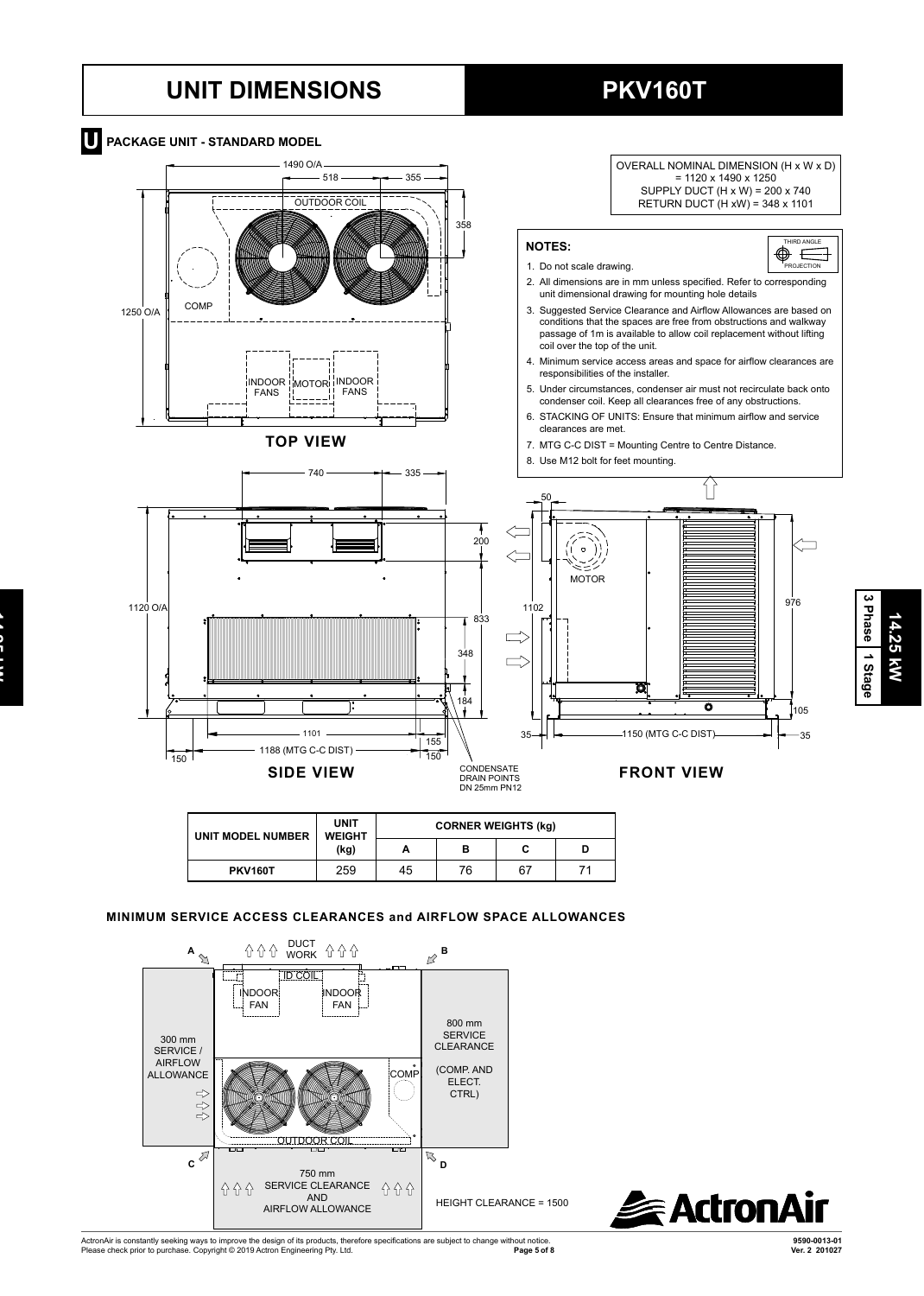# UNIT DIMENSIONS

## PKV160T

### U PACKAGE UNIT - STANDARD MODEL

OVERALL NOMINAL DIMENSION (H x W x D) = 1120 x 1490 x 1250
SUPPLY DUCT (H x W) = 200 x 740
RETURN DUCT (H xW) = 348 x 1101

**NOTES:**

1. Do not scale drawing.
2. All dimensions are in mm unless specified. Refer to corresponding unit dimensional drawing for mounting hole details
3. Suggested Service Clearance and Airflow Allowances are based on conditions that the spaces are free from obstructions and walkway passage of 1m is available to allow coil replacement without lifting coil over the top of the unit.
4. Minimum service access areas and space for airflow clearances are responsibilities of the installer.
5. Under circumstances, condenser air must not recirculate back onto condenser coil. Keep all clearances free of any obstructions.
6. STACKING OF UNITS: Ensure that minimum airflow and service clearances are met.
7. MTG C-C DIST = Mounting Centre to Centre Distance.
8. Use M12 bolt for feet mounting.

TOP VIEW

SIDE VIEW

CONDENSATE DRAIN POINTS DN 25mm PN12

FRONT VIEW

| UNIT MODEL NUMBER | UNIT WEIGHT (kg) | CORNER WEIGHTS (kg) | | | |
|---|---|---|---|---|---|
| | | A | B | C | D |
| PKV160T | 259 | 45 | 76 | 67 | 71 |

### MINIMUM SERVICE ACCESS CLEARANCES and AIRFLOW SPACE ALLOWANCES

- 300 mm SERVICE / AIRFLOW ALLOWANCE
- 800 mm SERVICE CLEARANCE (COMP. AND ELECT. CTRL)
- 750 mm SERVICE CLEARANCE AND AIRFLOW ALLOWANCE
- HEIGHT CLEARANCE = 1500

ActronAir is constantly seeking ways to improve the design of its products, therefore specifications are subject to change without notice. Please check prior to purchase. Copyright © 2019 Actron Engineering Pty. Ltd.

9590-0013-01 Ver. 2 201027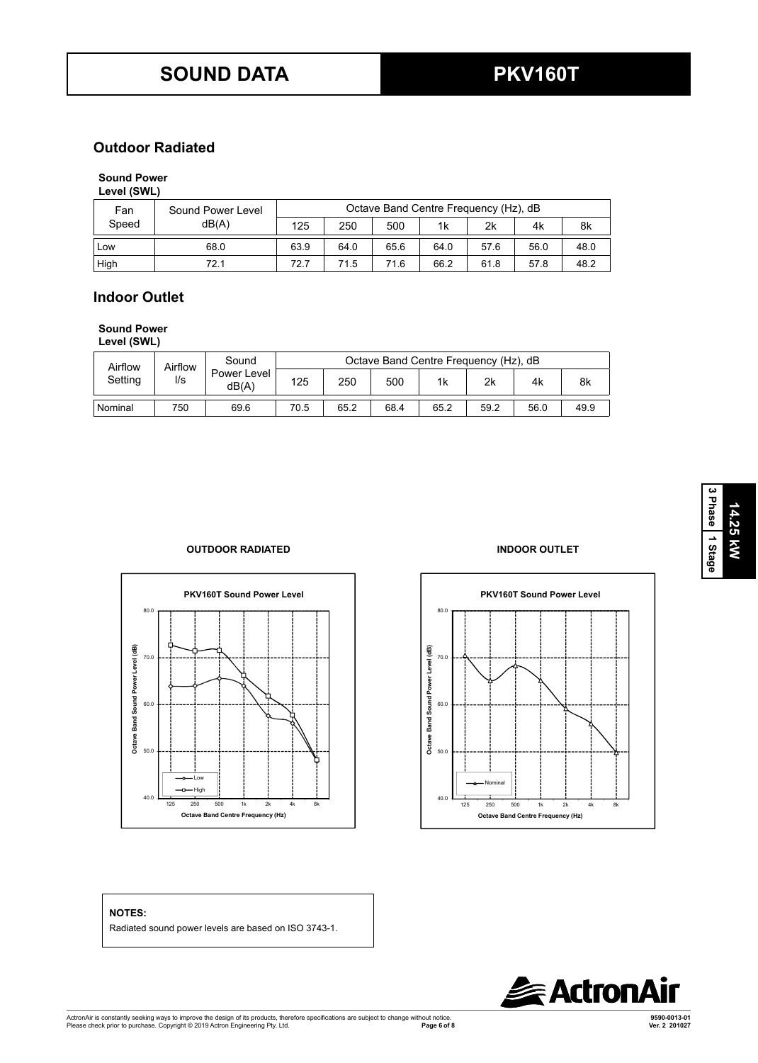# SOUND DATA

# PKV160T

## Outdoor Radiated

**Sound Power Level (SWL)**

| Fan Speed | Sound Power Level dB(A) | Octave Band Centre Frequency (Hz), dB | | | | | | |
|---|---|---|---|---|---|---|---|---|
| | | 125 | 250 | 500 | 1k | 2k | 4k | 8k |
| Low | 68.0 | 63.9 | 64.0 | 65.6 | 64.0 | 57.6 | 56.0 | 48.0 |
| High | 72.1 | 72.7 | 71.5 | 71.6 | 66.2 | 61.8 | 57.8 | 48.2 |

## Indoor Outlet

**Sound Power Level (SWL)**

| Airflow Setting | Airflow l/s | Sound Power Level dB(A) | Octave Band Centre Frequency (Hz), dB | | | | | | |
|---|---|---|---|---|---|---|---|---|---|
| | | | 125 | 250 | 500 | 1k | 2k | 4k | 8k |
| Nominal | 750 | 69.6 | 70.5 | 65.2 | 68.4 | 65.2 | 59.2 | 56.0 | 49.9 |

3 Phase | 1 Stage

14.25 kW

**OUTDOOR RADIATED**

**PKV160T Sound Power Level**

**INDOOR OUTLET**

**PKV160T Sound Power Level**

**NOTES:**

Radiated sound power levels are based on ISO 3743-1.

ActronAir is constantly seeking ways to improve the design of its products, therefore specifications are subject to change without notice. Please check prior to purchase. Copyright © 2019 Actron Engineering Pty. Ltd.

9590-0013-01
Ver. 2 201027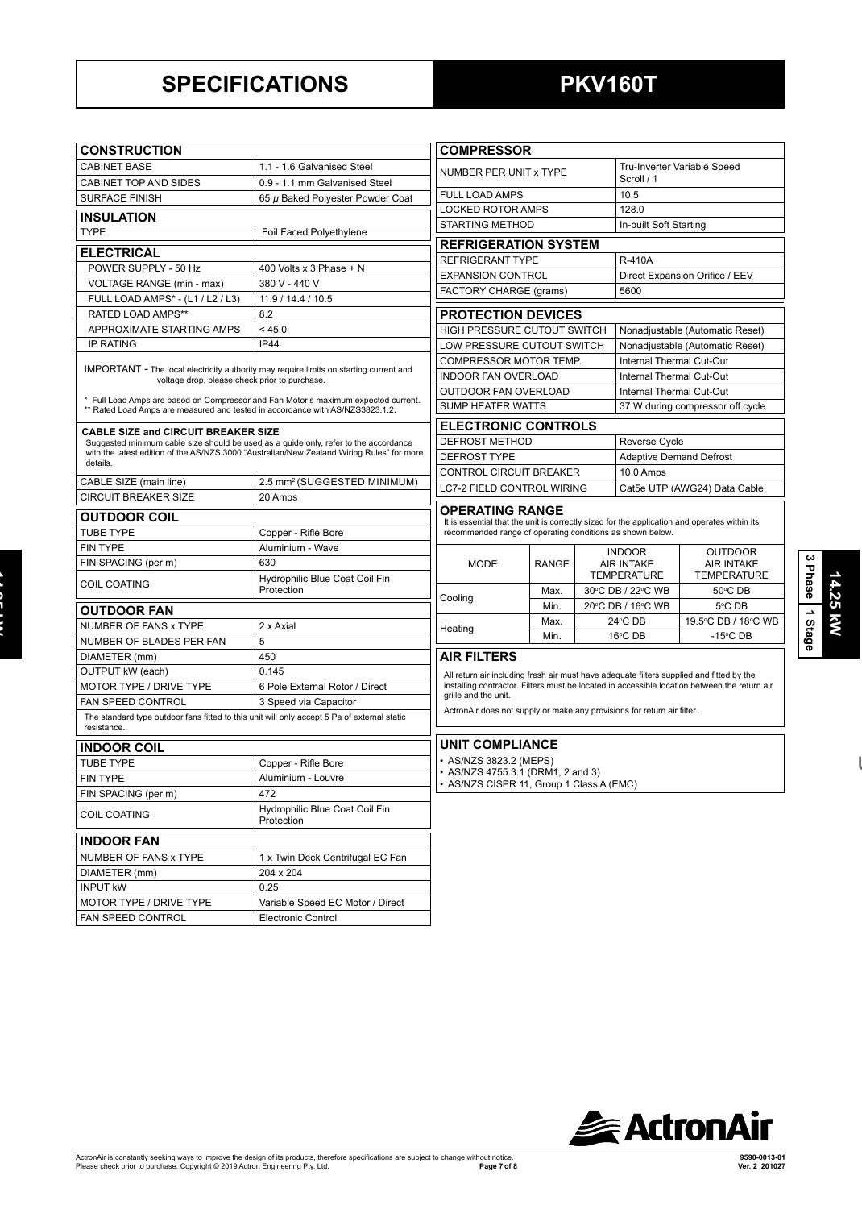# SPECIFICATIONS

# PKV160T

## CONSTRUCTION

| CONSTRUCTION | |
|---|---|
| CABINET BASE | 1.1 - 1.6 Galvanised Steel |
| CABINET TOP AND SIDES | 0.9 - 1.1 mm Galvanised Steel |
| SURFACE FINISH | 65 μ Baked Polyester Powder Coat |

## INSULATION

| INSULATION | |
|---|---|
| TYPE | Foil Faced Polyethylene |

## ELECTRICAL

| ELECTRICAL | |
|---|---|
| POWER SUPPLY - 50 Hz | 400 Volts x 3 Phase + N |
| VOLTAGE RANGE (min - max) | 380 V - 440 V |
| FULL LOAD AMPS* - (L1 / L2 / L3) | 11.9 / 14.4 / 10.5 |
| RATED LOAD AMPS** | 8.2 |
| APPROXIMATE STARTING AMPS | < 45.0 |
| IP RATING | IP44 |

IMPORTANT - The local electricity authority may require limits on starting current and voltage drop, please check prior to purchase.

\* Full Load Amps are based on Compressor and Fan Motor's maximum expected current.
\*\* Rated Load Amps are measured and tested in accordance with AS/NZS3823.1.2.

**CABLE SIZE and CIRCUIT BREAKER SIZE**
Suggested minimum cable size should be used as a guide only, refer to the accordance with the latest edition of the AS/NZS 3000 "Australian/New Zealand Wiring Rules" for more details.

| | |
|---|---|
| CABLE SIZE (main line) | 2.5 mm² (SUGGESTED MINIMUM) |
| CIRCUIT BREAKER SIZE | 20 Amps |

## OUTDOOR COIL

| OUTDOOR COIL | |
|---|---|
| TUBE TYPE | Copper - Rifle Bore |
| FIN TYPE | Aluminium - Wave |
| FIN SPACING (per m) | 630 |
| COIL COATING | Hydrophilic Blue Coat Coil Fin Protection |

## OUTDOOR FAN

| OUTDOOR FAN | |
|---|---|
| NUMBER OF FANS x TYPE | 2 x Axial |
| NUMBER OF BLADES PER FAN | 5 |
| DIAMETER (mm) | 450 |
| OUTPUT kW (each) | 0.145 |
| MOTOR TYPE / DRIVE TYPE | 6 Pole External Rotor / Direct |
| FAN SPEED CONTROL | 3 Speed via Capacitor |

The standard type outdoor fans fitted to this unit will only accept 5 Pa of external static resistance.

## INDOOR COIL

| INDOOR COIL | |
|---|---|
| TUBE TYPE | Copper - Rifle Bore |
| FIN TYPE | Aluminium - Louvre |
| FIN SPACING (per m) | 472 |
| COIL COATING | Hydrophilic Blue Coat Coil Fin Protection |

## INDOOR FAN

| INDOOR FAN | |
|---|---|
| NUMBER OF FANS x TYPE | 1 x Twin Deck Centrifugal EC Fan |
| DIAMETER (mm) | 204 x 204 |
| INPUT kW | 0.25 |
| MOTOR TYPE / DRIVE TYPE | Variable Speed EC Motor / Direct |
| FAN SPEED CONTROL | Electronic Control |

## COMPRESSOR

| COMPRESSOR | |
|---|---|
| NUMBER PER UNIT x TYPE | Tru-Inverter Variable Speed Scroll / 1 |
| FULL LOAD AMPS | 10.5 |
| LOCKED ROTOR AMPS | 128.0 |
| STARTING METHOD | In-built Soft Starting |

## REFRIGERATION SYSTEM

| REFRIGERATION SYSTEM | |
|---|---|
| REFRIGERANT TYPE | R-410A |
| EXPANSION CONTROL | Direct Expansion Orifice / EEV |
| FACTORY CHARGE (grams) | 5600 |

## PROTECTION DEVICES

| PROTECTION DEVICES | |
|---|---|
| HIGH PRESSURE CUTOUT SWITCH | Nonadjustable (Automatic Reset) |
| LOW PRESSURE CUTOUT SWITCH | Nonadjustable (Automatic Reset) |
| COMPRESSOR MOTOR TEMP. | Internal Thermal Cut-Out |
| INDOOR FAN OVERLOAD | Internal Thermal Cut-Out |
| OUTDOOR FAN OVERLOAD | Internal Thermal Cut-Out |
| SUMP HEATER WATTS | 37 W during compressor off cycle |

## ELECTRONIC CONTROLS

| ELECTRONIC CONTROLS | |
|---|---|
| DEFROST METHOD | Reverse Cycle |
| DEFROST TYPE | Adaptive Demand Defrost |
| CONTROL CIRCUIT BREAKER | 10.0 Amps |
| LC7-2 FIELD CONTROL WIRING | Cat5e UTP (AWG24) Data Cable |

## OPERATING RANGE

It is essential that the unit is correctly sized for the application and operates within its recommended range of operating conditions as shown below.

| MODE | RANGE | INDOOR AIR INTAKE TEMPERATURE | OUTDOOR AIR INTAKE TEMPERATURE |
|---|---|---|---|
| Cooling | Max. | 30°C DB / 22°C WB | 50°C DB |
| | Min. | 20°C DB / 16°C WB | 5°C DB |
| Heating | Max. | 24°C DB | 19.5°C DB / 18°C WB |
| | Min. | 16°C DB | -15°C DB |

## AIR FILTERS

All return air including fresh air must have adequate filters supplied and fitted by the installing contractor. Filters must be located in accessible location between the return air grille and the unit.

ActronAir does not supply or make any provisions for return air filter.

## UNIT COMPLIANCE

- AS/NZS 3823.2 (MEPS)
- AS/NZS 4755.3.1 (DRM1, 2 and 3)
- AS/NZS CISPR 11, Group 1 Class A (EMC)

14.25 kW | 3 Phase | 1 Stage

ActronAir is constantly seeking ways to improve the design of its products, therefore specifications are subject to change without notice. Please check prior to purchase. Copyright © 2019 Actron Engineering Pty. Ltd.

9590-0013-01 Ver. 2 201027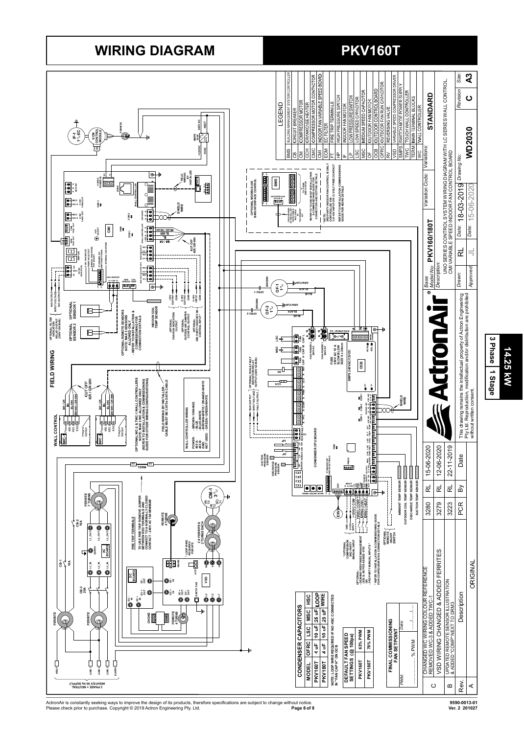# WIRING DIAGRAM

# PKV160T

**14.25 kW**

**3 Phase | 1 Stage**

FIELD WIRING

WALL CONTROL

OPTIONAL WC-2 & TWC-1 WALL CONTROLLERS
NOTE: MAX 3 WC ALLOWED ONLY
(REFER TO INSTALLATION & COMMISSIONING GUIDE FOR OTHER WIRING CONFIGURATIONS)

FIELD WIRING BY INSTALLER - CABLE MUST BE CAT5e DATA CABLE

WALL CONTROLLER WIRING
POWER: - BROWN / ORANGE
GND: - BLUE
485 A: - BLUE-WHITE / ORANGE-WHITE
485 B: - BROWN-WHITE / GREEN-WHITE
NOT USED: - GREEN / GREEN-WHITE

OPTIONAL REMOTE SENSORS
NOTE: MAX 2 SENSORS ALLOWED ONLY
- REFER TO INSTALLATION & COMMISSIONING GUIDE FOR CONNECTION DETAILS

INDOOR COIL TEMP SENSOR

OPTIONAL FAN RUN INDICATION OUTPUT

OPTIONAL OUTDOOR DAMPER CONTROL OUTPUT

OPTIONAL 3RD PARTY INDOOR FAN CONTROL INPUT*

OPTIONAL MODBUS 485 BMS INTERFACE CONTROL

REFER TO "CONNECTING BMS" IN MODBUS RS-485 GUIDE FOR CONNECTION AND SETTING DETAILS

*NOTE:
3RD PARTY INDOOR FAN CONTROL IS ONLY CONTROLLED VIA 0-10V (PWM OPTION 2) VOLT FREE CONTACT

REFER TO INSTALLATION COMMISSIONING GUIDE FOR MORE DETAILS

FIRE TRIP TERMINALS
TO USE FIRE TRIP REMOVE JUMPER BETWEEN RED TERMINALS AND CONNECT TO A NORMALLY CLOSED CONTACT - 24V AC 1A MINIMUM

* LOOP WIRE REQUIRED FOR HPS

CONDENSER CPU BOARD

FUSE 250V AC 10 A SLOWBLOW SIZE 5 x 20mm

SMPS 240VAC/12VDC

OPTIONAL RUN & FAULT INDICATION RELAY OUTPUT (240V 5A MAX)

* OPTIONAL COMPRESSOR SPEED MANUAL INPUT

OPTIONAL:
- DEMAND RESPONSE MANAGEMENT (DRM) AS PER AS/NZS 4755
OR
- 3RD PARTY MANUAL INPUTS *

* REFER TO INSTALLATION & COMMISSIONING GUIDE FOR CONFIGURATION & CONNECTION DETAILS

OPTIONAL REMOTE ON/OFF SWITCH

AMBIENT TEMP SENSOR
OUTDOOR COIL TEMP SENSOR
DISCHARGE TEMP SENSOR
SUCTION TEMP SENSOR

3 PHASE + NEUTRAL 400/415V 50 Hz SUPPLY

| CONDENSER CAPACITORS | | | | |
|---|---|---|---|---|
| MODEL | OFRC | LSC | MSC | HSC |
| PKV160T | 4 uF | 10 uF | 25 uF | LOOP |
| PKV180T | 4 uF | 10 uF | 25 uF | WIRE |

NOTE: LOOP WIRE REQUIRED IF NO HSC CONNECTED IN "FAN CAP H" ON OCB

| DEFAULT FAN SPEED SETTINGS (@ 100pa) | |
|---|---|
| PKV160T | 63% PWM |
| PKV180T | 78% PWM |

FINAL COMMISSIONING FAN SETPOINT
PWM: ........ % PWM   Date: ......./......./.......

| LEGEND | |
|---|---|
| BMS | BUILDING MANAGEMENT SYSTEM CONTROLLER |
| CB | CIRCUIT BREAKER |
| CM | COMPRESSOR MOTOR |
| CCH | CRANKCASE HEATER |
| CMC | COMPRESSOR MOTOR CONTACTOR |
| CMI | INDOOR FAN VARIABLE SPEED BOARD |
| ECM | EC FILTER |
| FT | FIRE TRIP TERMINALS |
| HP | HIGH PRESSURE SWITCH |
| IF | INDOOR FAN MOTOR |
| LP | LOW PRESSURE SWITCH |
| LSC | LOW SPEED CAPACITOR |
| MSC | MEDIUM SPEED CAPACITOR |
| OF | OUTDOOR FAN MOTOR |
| OCB | OUTDOOR CONTROL BOARD |
| OFRC | OUTDOOR FAN RUN CAPACITOR |
| RV | REVERSING VALVE |
| VSD | VARIABLE SPEED COMPRESSOR DRIVER |
| SMPS | SWITCH MODE POWER SUPPLY |
| TWC | TOUCH WALL CONTROLLER |
| TERM | MAIN TERMINAL BLOCKS |
| WC | WALL CONTROLLER |

| Rev. | Description | PCR | By | Date |
|---|---|---|---|---|
| C | CHANGED WC WIRING COLOUR REFERENCE REMOVED WC-3 & ADDED TWC-1 | 3280 | RL | 15-06-2020 |
| | VSD WIRING CHANGED & ADDED FERRITES | 3279 | RL | 12-06-2020 |
| B | UPDATED REMOTE SENSOR ILLUSTRATION & ADDED COMP NEXT TO DRM3 | 3223 | RL | 22-11-2019 |
| A | ORIGINAL | | | |

ActronAir®

This drawing remains the intellectual property of Actron Engineering Pty Ltd. Reproduction, modification and/or distribution are prohibited without written consent.

| | | | |
|---|---|---|---|
| Base Model No: | PKV160/180T | Variation Code: | Variations: STANDARD |
| Description: | UNO SERIES CONTROL SYSTEM WIRING DIAGRAM WITH LC SERIES WALL CONTROL, CMI VARIABLE SPEED INDOOR FAN CONTROL BOARD | | |
| Drawn: RL | Date: 18-03-2019 | Drawing No: WD2030 | Revision: C | Size: A3 |
| Approved: JL | Date: 15-06-2020 | | |

ActronAir is constantly seeking ways to improve the design of its products, therefore specifications are subject to change without notice.
Please check prior to purchase. Copyright © 2019 Actron Engineering Pty. Ltd.

9590-0013-01
Ver. 2 201027